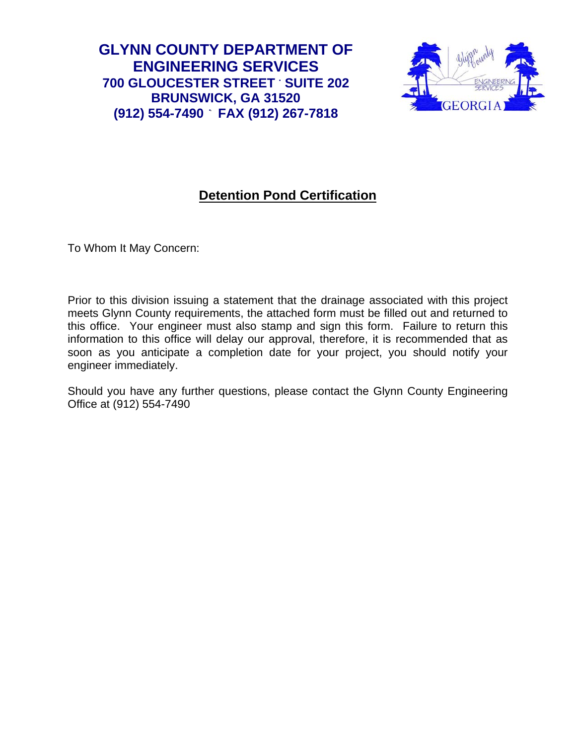**GLYNN COUNTY DEPARTMENT OF ENGINEERING SERVICES**
**700 GLOUCESTER STREET · SUITE 202**
**BRUNSWICK, GA 31520**
**(912) 554-7490 · FAX (912) 267-7818**

## Detention Pond Certification

To Whom It May Concern:

Prior to this division issuing a statement that the drainage associated with this project meets Glynn County requirements, the attached form must be filled out and returned to this office. Your engineer must also stamp and sign this form. Failure to return this information to this office will delay our approval, therefore, it is recommended that as soon as you anticipate a completion date for your project, you should notify your engineer immediately.

Should you have any further questions, please contact the Glynn County Engineering Office at (912) 554-7490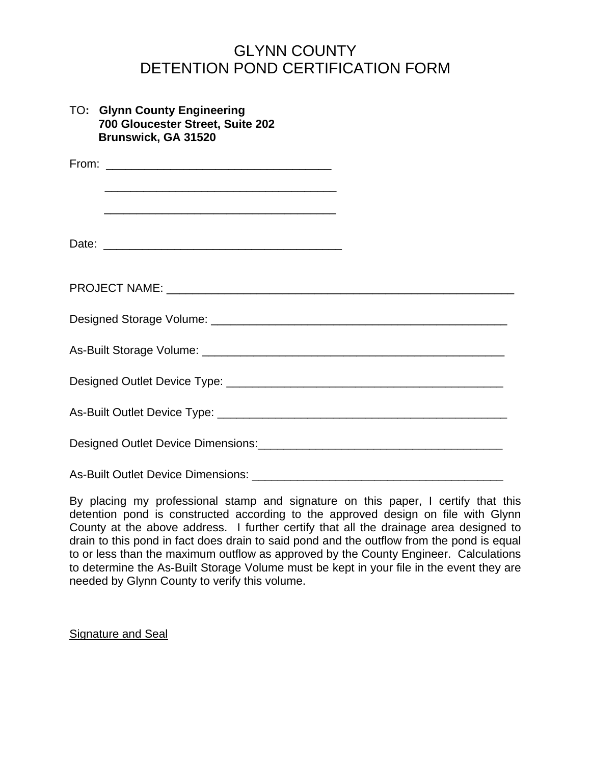# GLYNN COUNTY
# DETENTION POND CERTIFICATION FORM

TO**: Glynn County Engineering**
**700 Gloucester Street, Suite 202**
**Brunswick, GA 31520**

From: ___________________________________

___________________________________

___________________________________

Date: _____________________________________

PROJECT NAME: _______________________________________________________

Designed Storage Volume: _______________________________________________

As-Built Storage Volume: ________________________________________________

Designed Outlet Device Type: ____________________________________________

As-Built Outlet Device Type: _____________________________________________

Designed Outlet Device Dimensions:_______________________________________

As-Built Outlet Device Dimensions: _______________________________________

By placing my professional stamp and signature on this paper, I certify that this detention pond is constructed according to the approved design on file with Glynn County at the above address. I further certify that all the drainage area designed to drain to this pond in fact does drain to said pond and the outflow from the pond is equal to or less than the maximum outflow as approved by the County Engineer. Calculations to determine the As-Built Storage Volume must be kept in your file in the event they are needed by Glynn County to verify this volume.

<u>Signature and Seal</u>